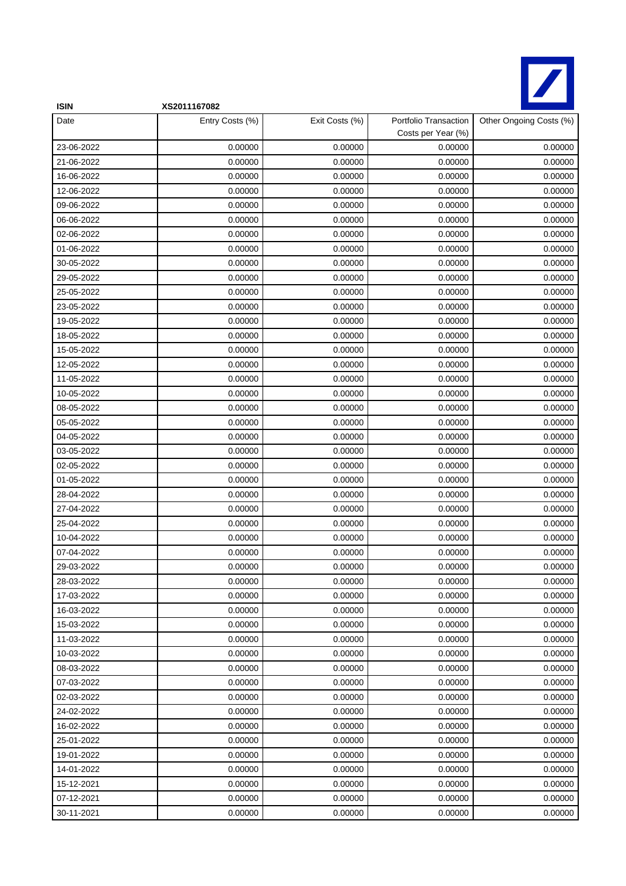**ISIN** **XS2011167082**

| Date | Entry Costs (%) | Exit Costs (%) | Portfolio Transaction Costs per Year (%) | Other Ongoing Costs (%) |
|---|---|---|---|---|
| 23-06-2022 | 0.00000 | 0.00000 | 0.00000 | 0.00000 |
| 21-06-2022 | 0.00000 | 0.00000 | 0.00000 | 0.00000 |
| 16-06-2022 | 0.00000 | 0.00000 | 0.00000 | 0.00000 |
| 12-06-2022 | 0.00000 | 0.00000 | 0.00000 | 0.00000 |
| 09-06-2022 | 0.00000 | 0.00000 | 0.00000 | 0.00000 |
| 06-06-2022 | 0.00000 | 0.00000 | 0.00000 | 0.00000 |
| 02-06-2022 | 0.00000 | 0.00000 | 0.00000 | 0.00000 |
| 01-06-2022 | 0.00000 | 0.00000 | 0.00000 | 0.00000 |
| 30-05-2022 | 0.00000 | 0.00000 | 0.00000 | 0.00000 |
| 29-05-2022 | 0.00000 | 0.00000 | 0.00000 | 0.00000 |
| 25-05-2022 | 0.00000 | 0.00000 | 0.00000 | 0.00000 |
| 23-05-2022 | 0.00000 | 0.00000 | 0.00000 | 0.00000 |
| 19-05-2022 | 0.00000 | 0.00000 | 0.00000 | 0.00000 |
| 18-05-2022 | 0.00000 | 0.00000 | 0.00000 | 0.00000 |
| 15-05-2022 | 0.00000 | 0.00000 | 0.00000 | 0.00000 |
| 12-05-2022 | 0.00000 | 0.00000 | 0.00000 | 0.00000 |
| 11-05-2022 | 0.00000 | 0.00000 | 0.00000 | 0.00000 |
| 10-05-2022 | 0.00000 | 0.00000 | 0.00000 | 0.00000 |
| 08-05-2022 | 0.00000 | 0.00000 | 0.00000 | 0.00000 |
| 05-05-2022 | 0.00000 | 0.00000 | 0.00000 | 0.00000 |
| 04-05-2022 | 0.00000 | 0.00000 | 0.00000 | 0.00000 |
| 03-05-2022 | 0.00000 | 0.00000 | 0.00000 | 0.00000 |
| 02-05-2022 | 0.00000 | 0.00000 | 0.00000 | 0.00000 |
| 01-05-2022 | 0.00000 | 0.00000 | 0.00000 | 0.00000 |
| 28-04-2022 | 0.00000 | 0.00000 | 0.00000 | 0.00000 |
| 27-04-2022 | 0.00000 | 0.00000 | 0.00000 | 0.00000 |
| 25-04-2022 | 0.00000 | 0.00000 | 0.00000 | 0.00000 |
| 10-04-2022 | 0.00000 | 0.00000 | 0.00000 | 0.00000 |
| 07-04-2022 | 0.00000 | 0.00000 | 0.00000 | 0.00000 |
| 29-03-2022 | 0.00000 | 0.00000 | 0.00000 | 0.00000 |
| 28-03-2022 | 0.00000 | 0.00000 | 0.00000 | 0.00000 |
| 17-03-2022 | 0.00000 | 0.00000 | 0.00000 | 0.00000 |
| 16-03-2022 | 0.00000 | 0.00000 | 0.00000 | 0.00000 |
| 15-03-2022 | 0.00000 | 0.00000 | 0.00000 | 0.00000 |
| 11-03-2022 | 0.00000 | 0.00000 | 0.00000 | 0.00000 |
| 10-03-2022 | 0.00000 | 0.00000 | 0.00000 | 0.00000 |
| 08-03-2022 | 0.00000 | 0.00000 | 0.00000 | 0.00000 |
| 07-03-2022 | 0.00000 | 0.00000 | 0.00000 | 0.00000 |
| 02-03-2022 | 0.00000 | 0.00000 | 0.00000 | 0.00000 |
| 24-02-2022 | 0.00000 | 0.00000 | 0.00000 | 0.00000 |
| 16-02-2022 | 0.00000 | 0.00000 | 0.00000 | 0.00000 |
| 25-01-2022 | 0.00000 | 0.00000 | 0.00000 | 0.00000 |
| 19-01-2022 | 0.00000 | 0.00000 | 0.00000 | 0.00000 |
| 14-01-2022 | 0.00000 | 0.00000 | 0.00000 | 0.00000 |
| 15-12-2021 | 0.00000 | 0.00000 | 0.00000 | 0.00000 |
| 07-12-2021 | 0.00000 | 0.00000 | 0.00000 | 0.00000 |
| 30-11-2021 | 0.00000 | 0.00000 | 0.00000 | 0.00000 |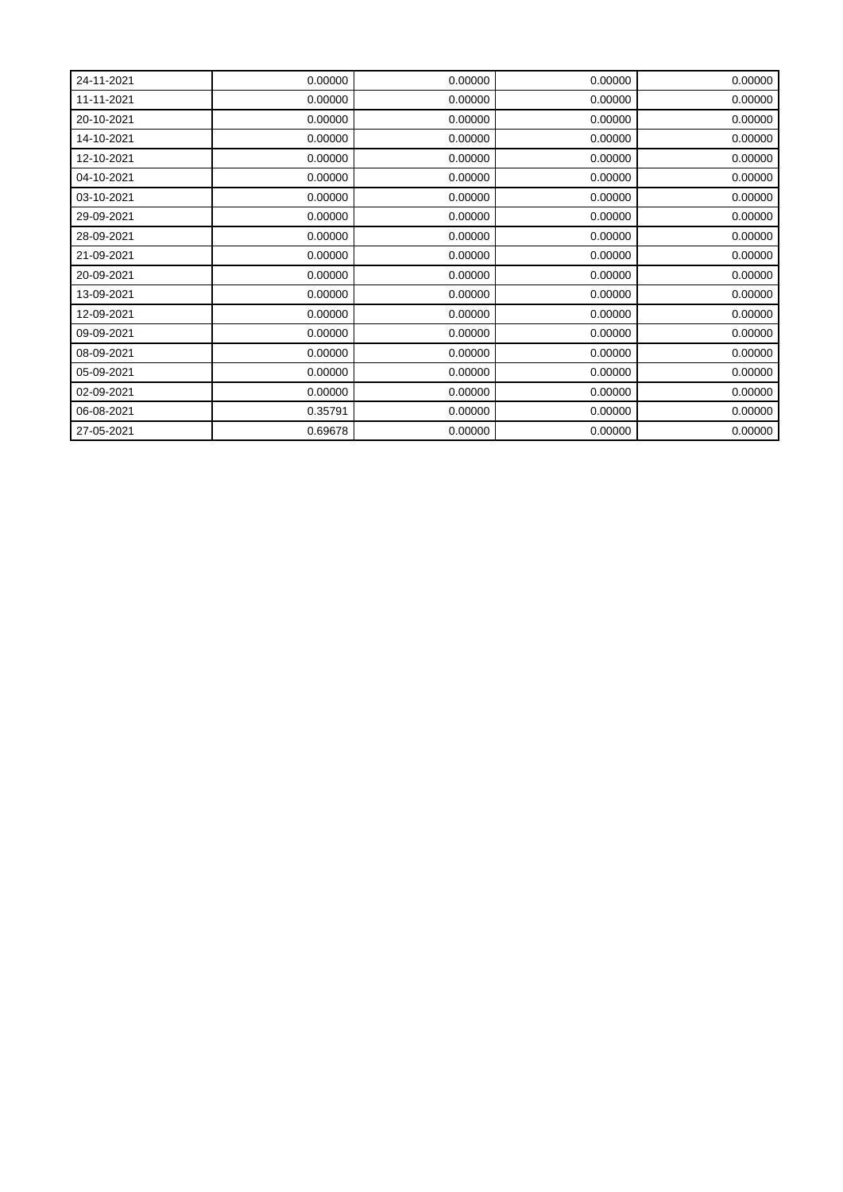| | | | | |
|---|---|---|---|---|
| 24-11-2021 | 0.00000 | 0.00000 | 0.00000 | 0.00000 |
| 11-11-2021 | 0.00000 | 0.00000 | 0.00000 | 0.00000 |
| 20-10-2021 | 0.00000 | 0.00000 | 0.00000 | 0.00000 |
| 14-10-2021 | 0.00000 | 0.00000 | 0.00000 | 0.00000 |
| 12-10-2021 | 0.00000 | 0.00000 | 0.00000 | 0.00000 |
| 04-10-2021 | 0.00000 | 0.00000 | 0.00000 | 0.00000 |
| 03-10-2021 | 0.00000 | 0.00000 | 0.00000 | 0.00000 |
| 29-09-2021 | 0.00000 | 0.00000 | 0.00000 | 0.00000 |
| 28-09-2021 | 0.00000 | 0.00000 | 0.00000 | 0.00000 |
| 21-09-2021 | 0.00000 | 0.00000 | 0.00000 | 0.00000 |
| 20-09-2021 | 0.00000 | 0.00000 | 0.00000 | 0.00000 |
| 13-09-2021 | 0.00000 | 0.00000 | 0.00000 | 0.00000 |
| 12-09-2021 | 0.00000 | 0.00000 | 0.00000 | 0.00000 |
| 09-09-2021 | 0.00000 | 0.00000 | 0.00000 | 0.00000 |
| 08-09-2021 | 0.00000 | 0.00000 | 0.00000 | 0.00000 |
| 05-09-2021 | 0.00000 | 0.00000 | 0.00000 | 0.00000 |
| 02-09-2021 | 0.00000 | 0.00000 | 0.00000 | 0.00000 |
| 06-08-2021 | 0.35791 | 0.00000 | 0.00000 | 0.00000 |
| 27-05-2021 | 0.69678 | 0.00000 | 0.00000 | 0.00000 |